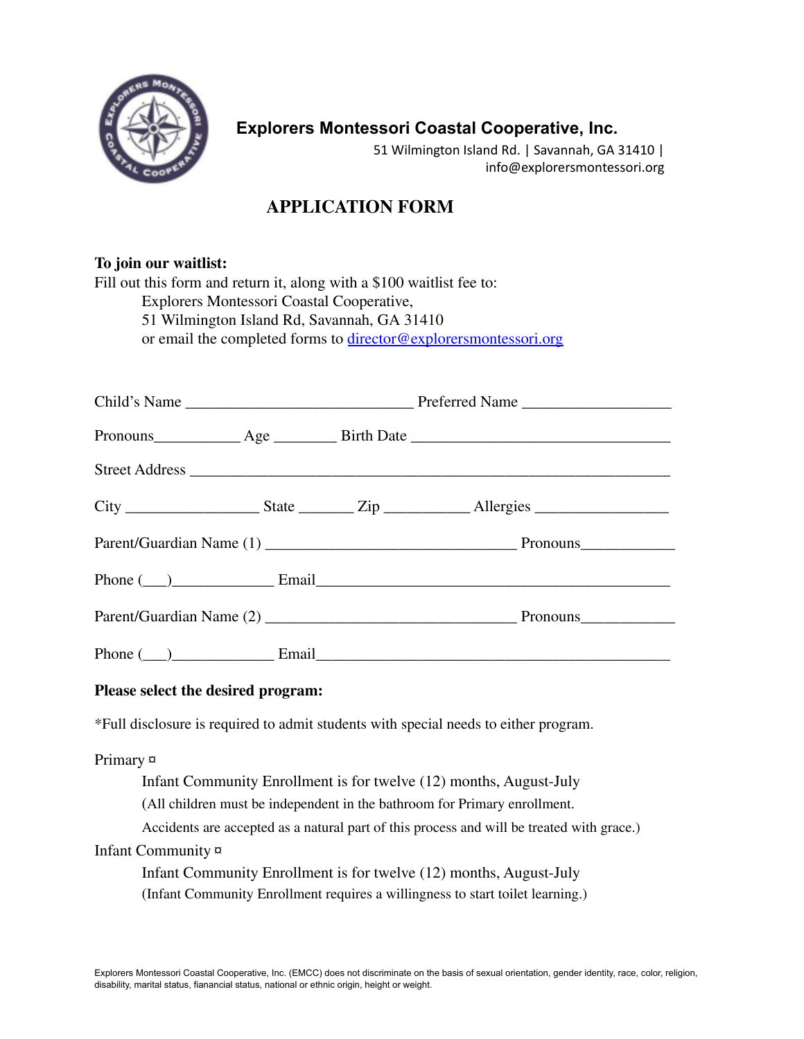**Explorers Montessori Coastal Cooperative, Inc.**

51 Wilmington Island Rd. | Savannah, GA 31410 | info@explorersmontessori.org

# APPLICATION FORM

**To join our waitlist:**

Fill out this form and return it, along with a $100 waitlist fee to:

Explorers Montessori Coastal Cooperative,
51 Wilmington Island Rd, Savannah, GA 31410
or email the completed forms to director@explorersmontessori.org

Child's Name ____________________________ Preferred Name __________________

Pronouns__________ Age _______ Birth Date ________________________________

Street Address ____________________________________________________________

City _______________ State ______ Zip __________ Allergies ________________

Parent/Guardian Name (1) _______________________________ Pronouns___________

Phone (___)____________ Email___________________________________________

Parent/Guardian Name (2) _______________________________ Pronouns___________

Phone (___)____________ Email___________________________________________

**Please select the desired program:**

*Full disclosure is required to admit students with special needs to either program.

Primary ¤

Infant Community Enrollment is for twelve (12) months, August-July
(All children must be independent in the bathroom for Primary enrollment.
Accidents are accepted as a natural part of this process and will be treated with grace.)

Infant Community ¤

Infant Community Enrollment is for twelve (12) months, August-July
(Infant Community Enrollment requires a willingness to start toilet learning.)

Explorers Montessori Coastal Cooperative, Inc. (EMCC) does not discriminate on the basis of sexual orientation, gender identity, race, color, religion, disability, marital status, fianancial status, national or ethnic origin, height or weight.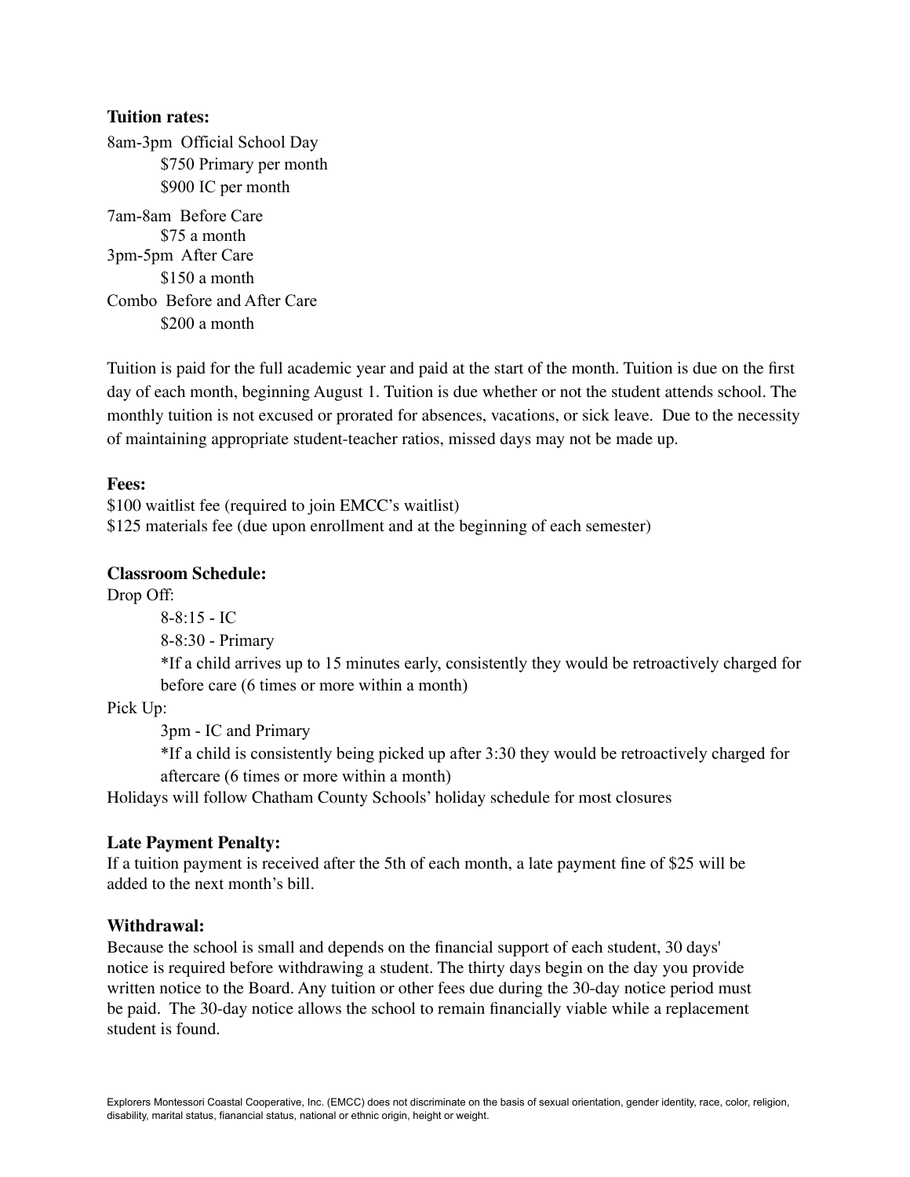**Tuition rates:**

8am-3pm  Official School Day

- $750 Primary per month
- $900 IC per month

7am-8am  Before Care

- $75 a month

3pm-5pm  After Care

- $150 a month

Combo  Before and After Care

- $200 a month

Tuition is paid for the full academic year and paid at the start of the month. Tuition is due on the first day of each month, beginning August 1. Tuition is due whether or not the student attends school. The monthly tuition is not excused or prorated for absences, vacations, or sick leave.  Due to the necessity of maintaining appropriate student-teacher ratios, missed days may not be made up.

**Fees:**

$100 waitlist fee (required to join EMCC's waitlist)
$125 materials fee (due upon enrollment and at the beginning of each semester)

**Classroom Schedule:**

Drop Off:

- 8-8:15 - IC
- 8-8:30 - Primary
- *If a child arrives up to 15 minutes early, consistently they would be retroactively charged for before care (6 times or more within a month)

Pick Up:

- 3pm - IC and Primary
- *If a child is consistently being picked up after 3:30 they would be retroactively charged for aftercare (6 times or more within a month)

Holidays will follow Chatham County Schools' holiday schedule for most closures

**Late Payment Penalty:**

If a tuition payment is received after the 5th of each month, a late payment fine of $25 will be added to the next month's bill.

**Withdrawal:**

Because the school is small and depends on the financial support of each student, 30 days' notice is required before withdrawing a student. The thirty days begin on the day you provide written notice to the Board. Any tuition or other fees due during the 30-day notice period must be paid.  The 30-day notice allows the school to remain financially viable while a replacement student is found.

Explorers Montessori Coastal Cooperative, Inc. (EMCC) does not discriminate on the basis of sexual orientation, gender identity, race, color, religion, disability, marital status, fianancial status, national or ethnic origin, height or weight.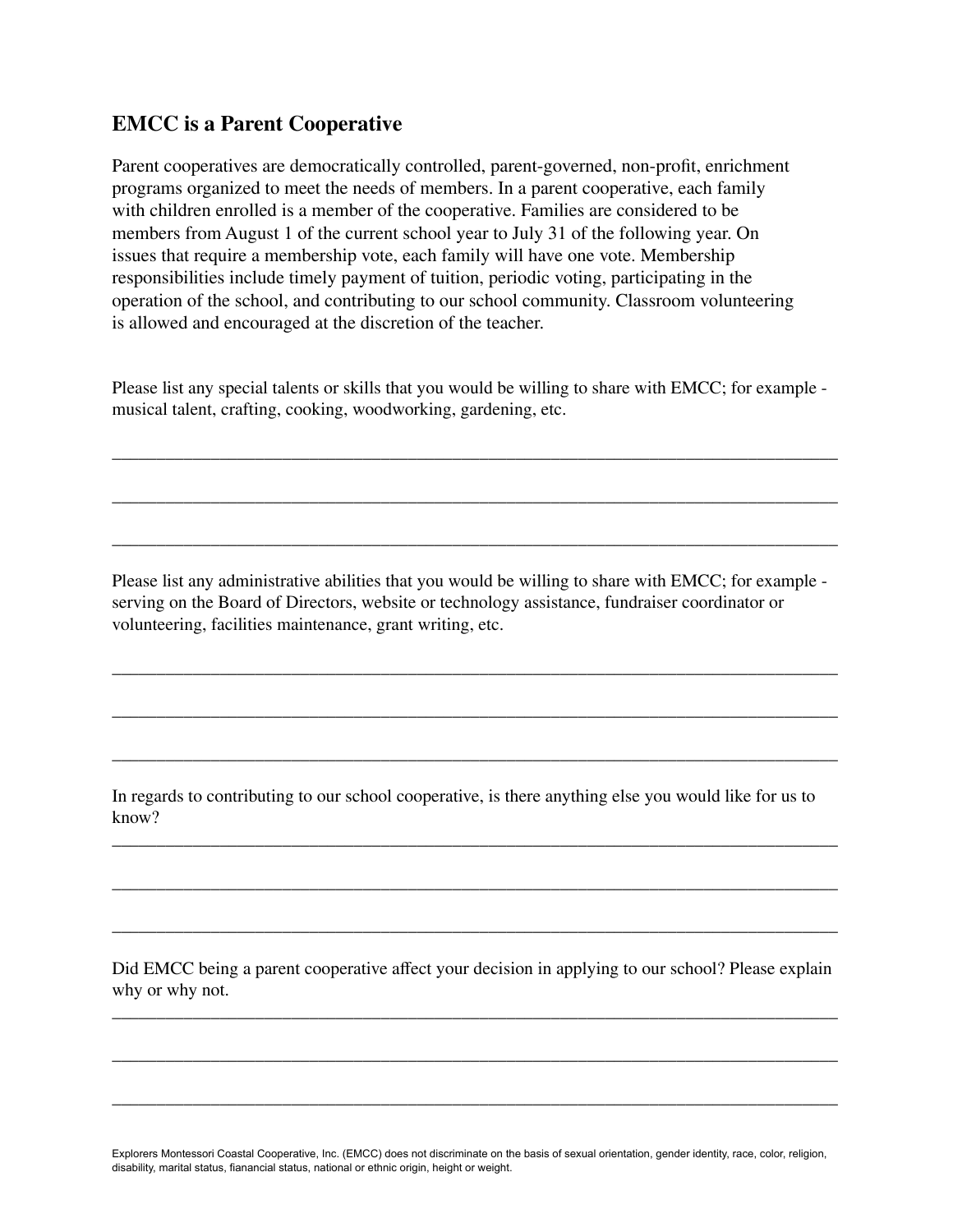## EMCC is a Parent Cooperative

Parent cooperatives are democratically controlled, parent-governed, non-profit, enrichment programs organized to meet the needs of members. In a parent cooperative, each family with children enrolled is a member of the cooperative. Families are considered to be members from August 1 of the current school year to July 31 of the following year. On issues that require a membership vote, each family will have one vote. Membership responsibilities include timely payment of tuition, periodic voting, participating in the operation of the school, and contributing to our school community. Classroom volunteering is allowed and encouraged at the discretion of the teacher.

Please list any special talents or skills that you would be willing to share with EMCC; for example - musical talent, crafting, cooking, woodworking, gardening, etc.

\_\_\_\_\_\_\_\_\_\_\_\_\_\_\_\_\_\_\_\_\_\_\_\_\_\_\_\_\_\_\_\_\_\_\_\_\_\_\_\_\_\_\_\_\_\_\_\_\_\_\_\_\_\_\_\_\_\_\_\_\_\_\_\_\_\_\_\_\_\_\_\_

\_\_\_\_\_\_\_\_\_\_\_\_\_\_\_\_\_\_\_\_\_\_\_\_\_\_\_\_\_\_\_\_\_\_\_\_\_\_\_\_\_\_\_\_\_\_\_\_\_\_\_\_\_\_\_\_\_\_\_\_\_\_\_\_\_\_\_\_\_\_\_\_

\_\_\_\_\_\_\_\_\_\_\_\_\_\_\_\_\_\_\_\_\_\_\_\_\_\_\_\_\_\_\_\_\_\_\_\_\_\_\_\_\_\_\_\_\_\_\_\_\_\_\_\_\_\_\_\_\_\_\_\_\_\_\_\_\_\_\_\_\_\_\_\_

Please list any administrative abilities that you would be willing to share with EMCC; for example - serving on the Board of Directors, website or technology assistance, fundraiser coordinator or volunteering, facilities maintenance, grant writing, etc.

\_\_\_\_\_\_\_\_\_\_\_\_\_\_\_\_\_\_\_\_\_\_\_\_\_\_\_\_\_\_\_\_\_\_\_\_\_\_\_\_\_\_\_\_\_\_\_\_\_\_\_\_\_\_\_\_\_\_\_\_\_\_\_\_\_\_\_\_\_\_\_\_

\_\_\_\_\_\_\_\_\_\_\_\_\_\_\_\_\_\_\_\_\_\_\_\_\_\_\_\_\_\_\_\_\_\_\_\_\_\_\_\_\_\_\_\_\_\_\_\_\_\_\_\_\_\_\_\_\_\_\_\_\_\_\_\_\_\_\_\_\_\_\_\_

\_\_\_\_\_\_\_\_\_\_\_\_\_\_\_\_\_\_\_\_\_\_\_\_\_\_\_\_\_\_\_\_\_\_\_\_\_\_\_\_\_\_\_\_\_\_\_\_\_\_\_\_\_\_\_\_\_\_\_\_\_\_\_\_\_\_\_\_\_\_\_\_

In regards to contributing to our school cooperative, is there anything else you would like for us to know?

\_\_\_\_\_\_\_\_\_\_\_\_\_\_\_\_\_\_\_\_\_\_\_\_\_\_\_\_\_\_\_\_\_\_\_\_\_\_\_\_\_\_\_\_\_\_\_\_\_\_\_\_\_\_\_\_\_\_\_\_\_\_\_\_\_\_\_\_\_\_\_\_

\_\_\_\_\_\_\_\_\_\_\_\_\_\_\_\_\_\_\_\_\_\_\_\_\_\_\_\_\_\_\_\_\_\_\_\_\_\_\_\_\_\_\_\_\_\_\_\_\_\_\_\_\_\_\_\_\_\_\_\_\_\_\_\_\_\_\_\_\_\_\_\_

\_\_\_\_\_\_\_\_\_\_\_\_\_\_\_\_\_\_\_\_\_\_\_\_\_\_\_\_\_\_\_\_\_\_\_\_\_\_\_\_\_\_\_\_\_\_\_\_\_\_\_\_\_\_\_\_\_\_\_\_\_\_\_\_\_\_\_\_\_\_\_\_

Did EMCC being a parent cooperative affect your decision in applying to our school? Please explain why or why not.

\_\_\_\_\_\_\_\_\_\_\_\_\_\_\_\_\_\_\_\_\_\_\_\_\_\_\_\_\_\_\_\_\_\_\_\_\_\_\_\_\_\_\_\_\_\_\_\_\_\_\_\_\_\_\_\_\_\_\_\_\_\_\_\_\_\_\_\_\_\_\_\_

\_\_\_\_\_\_\_\_\_\_\_\_\_\_\_\_\_\_\_\_\_\_\_\_\_\_\_\_\_\_\_\_\_\_\_\_\_\_\_\_\_\_\_\_\_\_\_\_\_\_\_\_\_\_\_\_\_\_\_\_\_\_\_\_\_\_\_\_\_\_\_\_

\_\_\_\_\_\_\_\_\_\_\_\_\_\_\_\_\_\_\_\_\_\_\_\_\_\_\_\_\_\_\_\_\_\_\_\_\_\_\_\_\_\_\_\_\_\_\_\_\_\_\_\_\_\_\_\_\_\_\_\_\_\_\_\_\_\_\_\_\_\_\_\_

Explorers Montessori Coastal Cooperative, Inc. (EMCC) does not discriminate on the basis of sexual orientation, gender identity, race, color, religion, disability, marital status, fianancial status, national or ethnic origin, height or weight.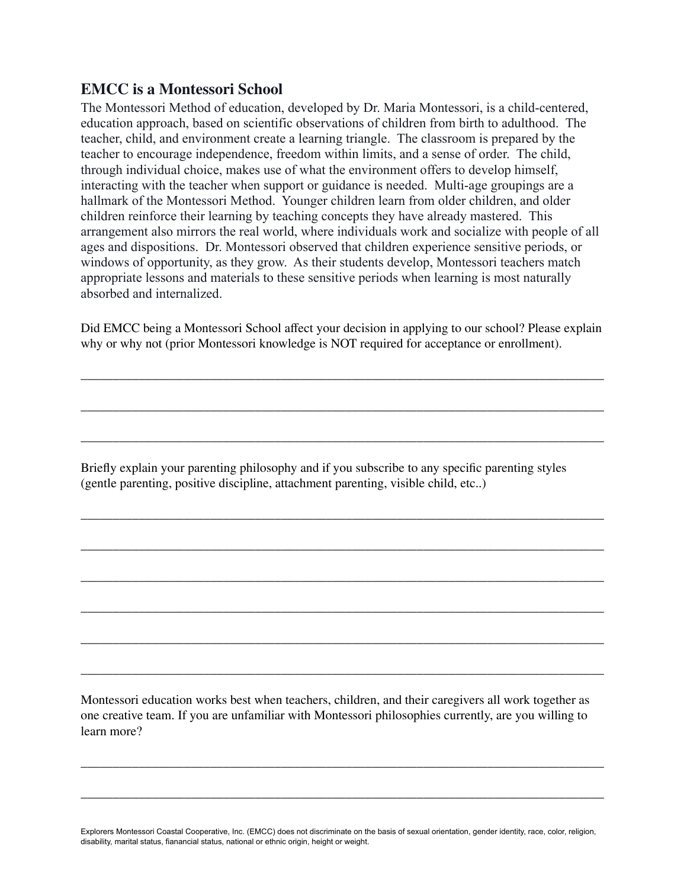## EMCC is a Montessori School

The Montessori Method of education, developed by Dr. Maria Montessori, is a child-centered, education approach, based on scientific observations of children from birth to adulthood. The teacher, child, and environment create a learning triangle. The classroom is prepared by the teacher to encourage independence, freedom within limits, and a sense of order. The child, through individual choice, makes use of what the environment offers to develop himself, interacting with the teacher when support or guidance is needed. Multi-age groupings are a hallmark of the Montessori Method. Younger children learn from older children, and older children reinforce their learning by teaching concepts they have already mastered. This arrangement also mirrors the real world, where individuals work and socialize with people of all ages and dispositions. Dr. Montessori observed that children experience sensitive periods, or windows of opportunity, as they grow. As their students develop, Montessori teachers match appropriate lessons and materials to these sensitive periods when learning is most naturally absorbed and internalized.

Did EMCC being a Montessori School affect your decision in applying to our school? Please explain why or why not (prior Montessori knowledge is NOT required for acceptance or enrollment).

______________________________________________________________________________

______________________________________________________________________________

______________________________________________________________________________

Briefly explain your parenting philosophy and if you subscribe to any specific parenting styles (gentle parenting, positive discipline, attachment parenting, visible child, etc..)

______________________________________________________________________________

______________________________________________________________________________

______________________________________________________________________________

______________________________________________________________________________

______________________________________________________________________________

______________________________________________________________________________

Montessori education works best when teachers, children, and their caregivers all work together as one creative team. If you are unfamiliar with Montessori philosophies currently, are you willing to learn more?

______________________________________________________________________________

______________________________________________________________________________

Explorers Montessori Coastal Cooperative, Inc. (EMCC) does not discriminate on the basis of sexual orientation, gender identity, race, color, religion, disability, marital status, fianancial status, national or ethnic origin, height or weight.